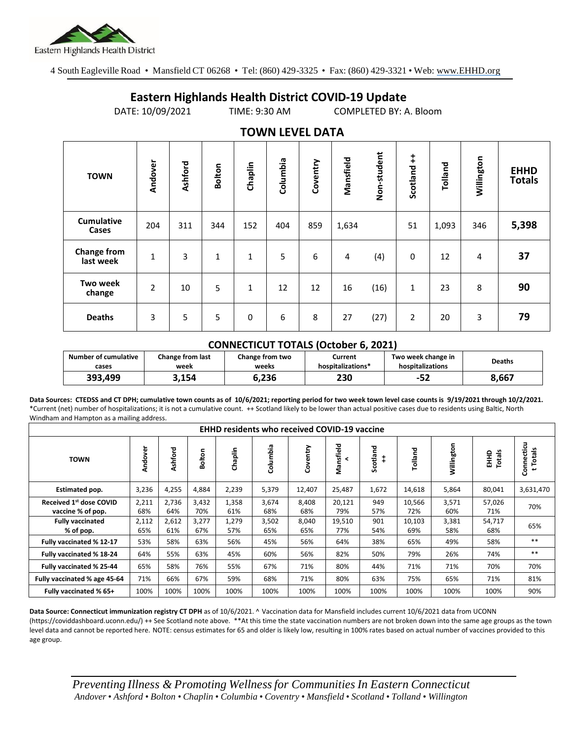Eastern Highlands Health District

4 South Eagleville Road • Mansfield CT 06268 • Tel: (860) 429-3325 • Fax: (860) 429-3321 • Web: www.EHHD.org

# Eastern Highlands Health District COVID-19 Update

DATE: 10/09/2021 TIME: 9:30 AM COMPLETED BY: A. Bloom

## TOWN LEVEL DATA

| TOWN | Andover | Ashford | Bolton | Chaplin | Columbia | Coventry | Mansfield | Non-student | Scotland ++ | Tolland | Willington | EHHD Totals |
|---|---|---|---|---|---|---|---|---|---|---|---|---|
| Cumulative Cases | 204 | 311 | 344 | 152 | 404 | 859 | 1,634 | | 51 | 1,093 | 346 | **5,398** |
| Change from last week | 1 | 3 | 1 | 1 | 5 | 6 | 4 | (4) | 0 | 12 | 4 | **37** |
| Two week change | 2 | 10 | 5 | 1 | 12 | 12 | 16 | (16) | 1 | 23 | 8 | **90** |
| Deaths | 3 | 5 | 5 | 0 | 6 | 8 | 27 | (27) | 2 | 20 | 3 | **79** |

### CONNECTICUT TOTALS (October 6, 2021)

| Number of cumulative cases | Change from last week | Change from two weeks | Current hospitalizations* | Two week change in hospitalizations | Deaths |
|---|---|---|---|---|---|
| **393,499** | **3,154** | **6,236** | **230** | **-52** | **8,667** |

**Data Sources: CTEDSS and CT DPH; cumulative town counts as of 10/6/2021; reporting period for two week town level case counts is 9/19/2021 through 10/2/2021.** *Current (net) number of hospitalizations; it is not a cumulative count. ++ Scotland likely to be lower than actual positive cases due to residents using Baltic, North Windham and Hampton as a mailing address.

| EHHD residents who received COVID-19 vaccine | | | | | | | | | | | | |
|---|---|---|---|---|---|---|---|---|---|---|---|---|
| TOWN | Andover | Ashford | Bolton | Chaplin | Columbia | Coventry | Mansfield ^ | Scotland ++ | Tolland | Willington | EHHD Totals | Connecticut Totals |
| Estimated pop. | 3,236 | 4,255 | 4,884 | 2,239 | 5,379 | 12,407 | 25,487 | 1,672 | 14,618 | 5,864 | 80,041 | 3,631,470 |
| Received 1st dose COVID vaccine % of pop. | 2,211 68% | 2,736 64% | 3,432 70% | 1,358 61% | 3,674 68% | 8,408 68% | 20,121 79% | 949 57% | 10,566 72% | 3,571 60% | 57,026 71% | 70% |
| Fully vaccinated % of pop. | 2,112 65% | 2,612 61% | 3,277 67% | 1,279 57% | 3,502 65% | 8,040 65% | 19,510 77% | 901 54% | 10,103 69% | 3,381 58% | 54,717 68% | 65% |
| Fully vaccinated % 12-17 | 53% | 58% | 63% | 56% | 45% | 56% | 64% | 38% | 65% | 49% | 58% | ** |
| Fully vaccinated % 18-24 | 64% | 55% | 63% | 45% | 60% | 56% | 82% | 50% | 79% | 26% | 74% | ** |
| Fully vaccinated % 25-44 | 65% | 58% | 76% | 55% | 67% | 71% | 80% | 44% | 71% | 71% | 70% | 70% |
| Fully vaccinated % age 45-64 | 71% | 66% | 67% | 59% | 68% | 71% | 80% | 63% | 75% | 65% | 71% | 81% |
| Fully vaccinated % 65+ | 100% | 100% | 100% | 100% | 100% | 100% | 100% | 100% | 100% | 100% | 100% | 90% |

**Data Source: Connecticut immunization registry CT DPH** as of 10/6/2021. ^ Vaccination data for Mansfield includes current 10/6/2021 data from UCONN (https://coviddashboard.uconn.edu/) ++ See Scotland note above. **At this time the state vaccination numbers are not broken down into the same age groups as the town level data and cannot be reported here. NOTE: census estimates for 65 and older is likely low, resulting in 100% rates based on actual number of vaccines provided to this age group.

*Preventing Illness & Promoting Wellness for Communities In Eastern Connecticut*
*Andover • Ashford • Bolton • Chaplin • Columbia • Coventry • Mansfield • Scotland • Tolland • Willington*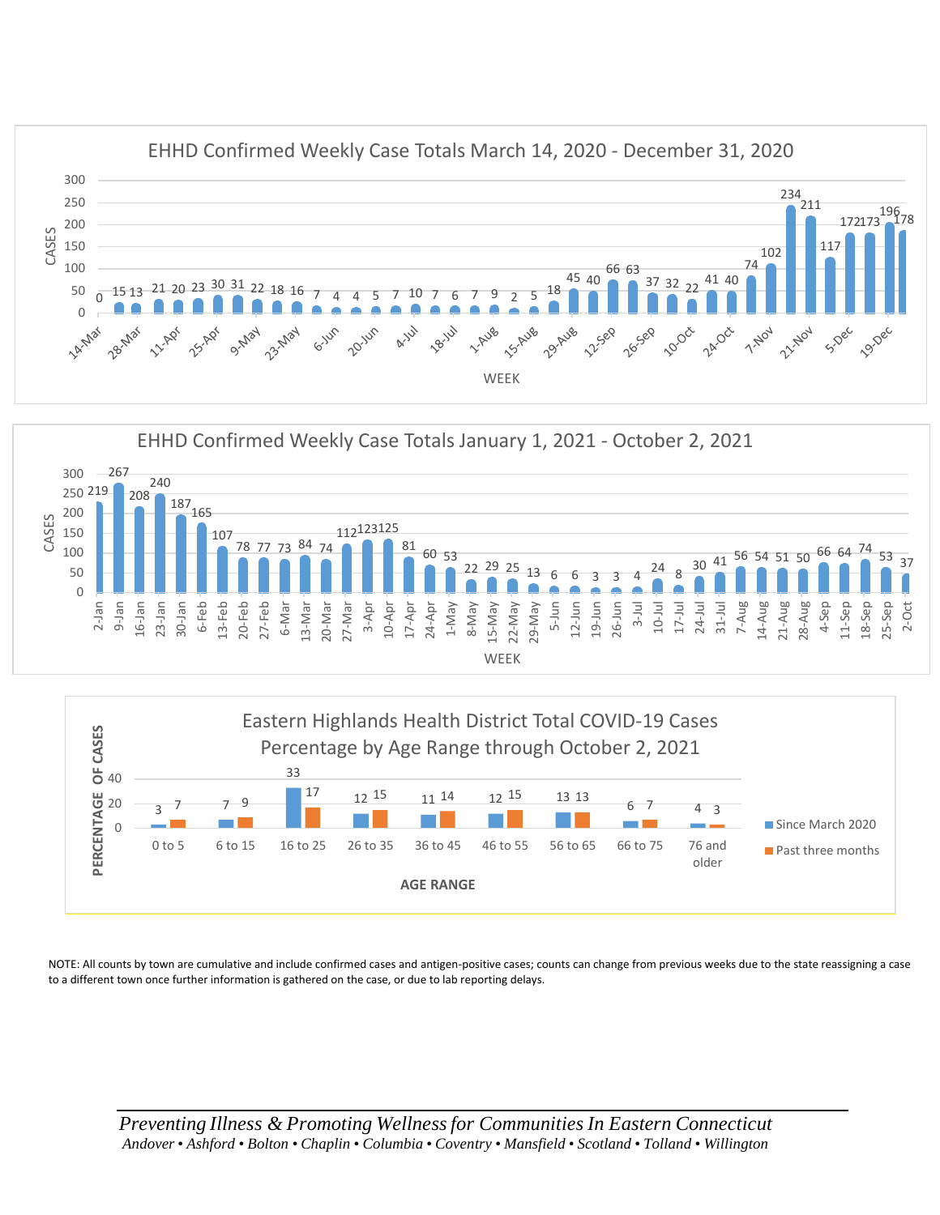EHHD Confirmed Weekly Case Totals March 14, 2020 - December 31, 2020

CASES

300
250
200
150
100
50
0

0 15 13 21 20 23 30 31 22 18 16 7 4 4 5 7 10 7 6 7 9 2 5 18 45 40 66 63 37 32 22 41 40 74 102 234 211 117 172 173 196 178

14-Mar 28-Mar 11-Apr 25-Apr 9-May 23-May 6-Jun 20-Jun 4-Jul 18-Jul 1-Aug 15-Aug 29-Aug 12-Sep 26-Sep 10-Oct 24-Oct 7-Nov 21-Nov 5-Dec 19-Dec

WEEK

EHHD Confirmed Weekly Case Totals January 1, 2021 - October 2, 2021

CASES

300
250
200
150
100
50
0

219 267 208 240 187 165 107 78 77 73 84 74 112 123 125 81 60 53 22 29 25 13 6 6 3 3 4 24 8 30 41 56 54 51 50 66 64 74 53 37

2-Jan 9-Jan 16-Jan 23-Jan 30-Jan 6-Feb 13-Feb 20-Feb 27-Feb 6-Mar 13-Mar 20-Mar 27-Mar 3-Apr 10-Apr 17-Apr 24-Apr 1-May 8-May 15-May 22-May 29-May 5-Jun 12-Jun 19-Jun 26-Jun 3-Jul 10-Jul 17-Jul 24-Jul 31-Jul 7-Aug 14-Aug 21-Aug 28-Aug 4-Sep 11-Sep 18-Sep 25-Sep 2-Oct

WEEK

Eastern Highlands Health District Total COVID-19 Cases Percentage by Age Range through October 2, 2021

PERCENTAGE OF CASES

40
20
0

3 7 7 9 33 17 12 15 11 14 12 15 13 13 6 7 4 3

0 to 5 6 to 15 16 to 25 26 to 35 36 to 45 46 to 55 56 to 65 66 to 75 76 and older

AGE RANGE

Since March 2020
Past three months

NOTE: All counts by town are cumulative and include confirmed cases and antigen-positive cases; counts can change from previous weeks due to the state reassigning a case to a different town once further information is gathered on the case, or due to lab reporting delays.

*Preventing Illness & Promoting Wellness for Communities In Eastern Connecticut*
*Andover • Ashford • Bolton • Chaplin • Columbia • Coventry • Mansfield • Scotland • Tolland • Willington*